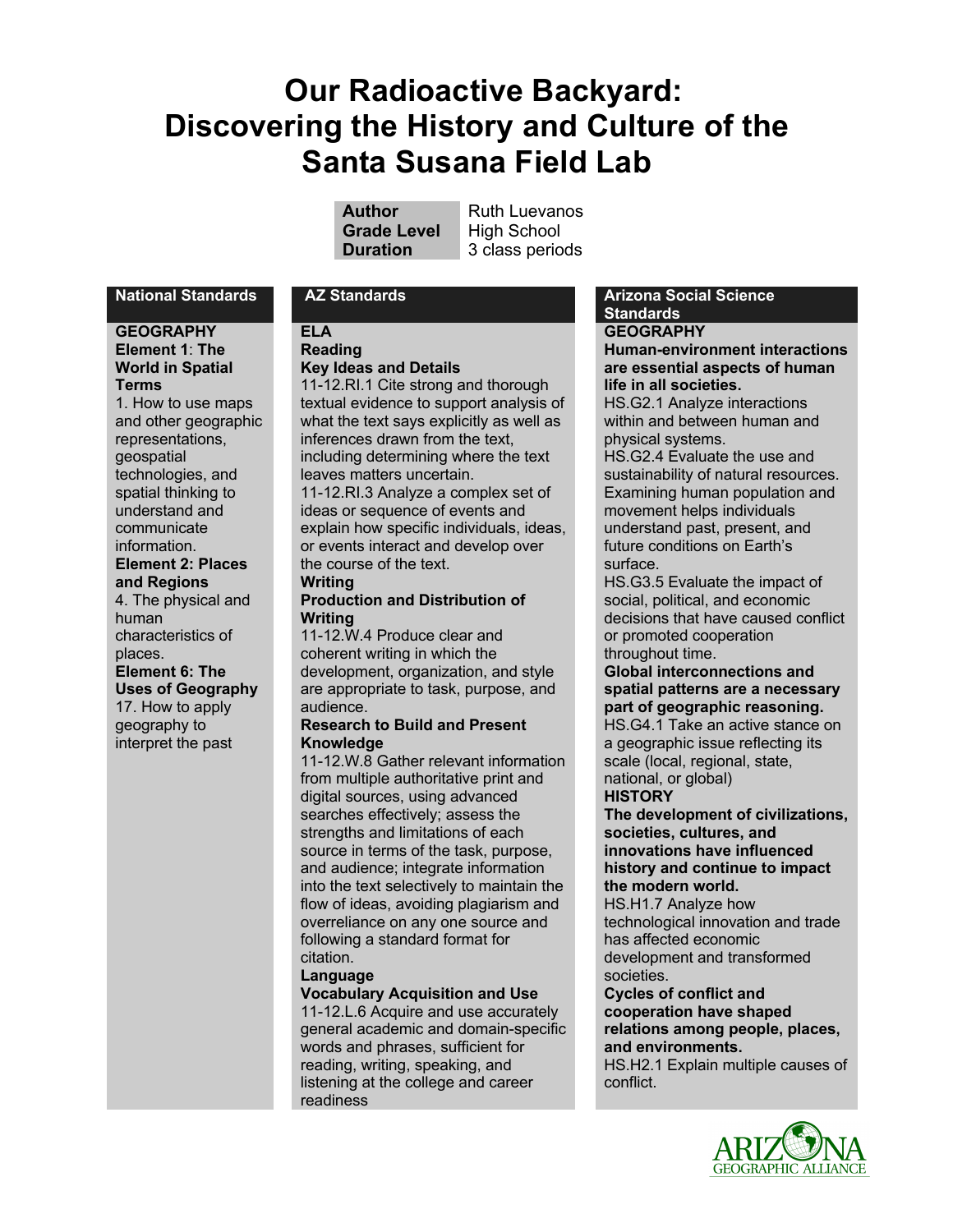# Our Radioactive Backyard: Discovering the History and Culture of the Santa Susana Field Lab

| | |
|---|---|
| **Author** | Ruth Luevanos |
| **Grade Level** | High School |
| **Duration** | 3 class periods |

## National Standards

**GEOGRAPHY**

**Element 1: The World in Spatial Terms**

1. How to use maps and other geographic representations, geospatial technologies, and spatial thinking to understand and communicate information.

**Element 2: Places and Regions**

4. The physical and human characteristics of places.

**Element 6: The Uses of Geography**

17. How to apply geography to interpret the past

## AZ Standards

**ELA**

**Reading**

**Key Ideas and Details**

11-12.RI.1 Cite strong and thorough textual evidence to support analysis of what the text says explicitly as well as inferences drawn from the text, including determining where the text leaves matters uncertain.

11-12.RI.3 Analyze a complex set of ideas or sequence of events and explain how specific individuals, ideas, or events interact and develop over the course of the text.

**Writing**

**Production and Distribution of Writing**

11-12.W.4 Produce clear and coherent writing in which the development, organization, and style are appropriate to task, purpose, and audience.

**Research to Build and Present Knowledge**

11-12.W.8 Gather relevant information from multiple authoritative print and digital sources, using advanced searches effectively; assess the strengths and limitations of each source in terms of the task, purpose, and audience; integrate information into the text selectively to maintain the flow of ideas, avoiding plagiarism and overreliance on any one source and following a standard format for citation.

**Language**

**Vocabulary Acquisition and Use**

11-12.L.6 Acquire and use accurately general academic and domain-specific words and phrases, sufficient for reading, writing, speaking, and listening at the college and career readiness

## Arizona Social Science Standards

**GEOGRAPHY**

**Human-environment interactions are essential aspects of human life in all societies.**

HS.G2.1 Analyze interactions within and between human and physical systems.

HS.G2.4 Evaluate the use and sustainability of natural resources. Examining human population and movement helps individuals understand past, present, and future conditions on Earth's surface.

HS.G3.5 Evaluate the impact of social, political, and economic decisions that have caused conflict or promoted cooperation throughout time.

**Global interconnections and spatial patterns are a necessary part of geographic reasoning.**

HS.G4.1 Take an active stance on a geographic issue reflecting its scale (local, regional, state, national, or global)

**HISTORY**

**The development of civilizations, societies, cultures, and innovations have influenced history and continue to impact the modern world.**

HS.H1.7 Analyze how technological innovation and trade has affected economic development and transformed societies.

**Cycles of conflict and cooperation have shaped relations among people, places, and environments.**

HS.H2.1 Explain multiple causes of conflict.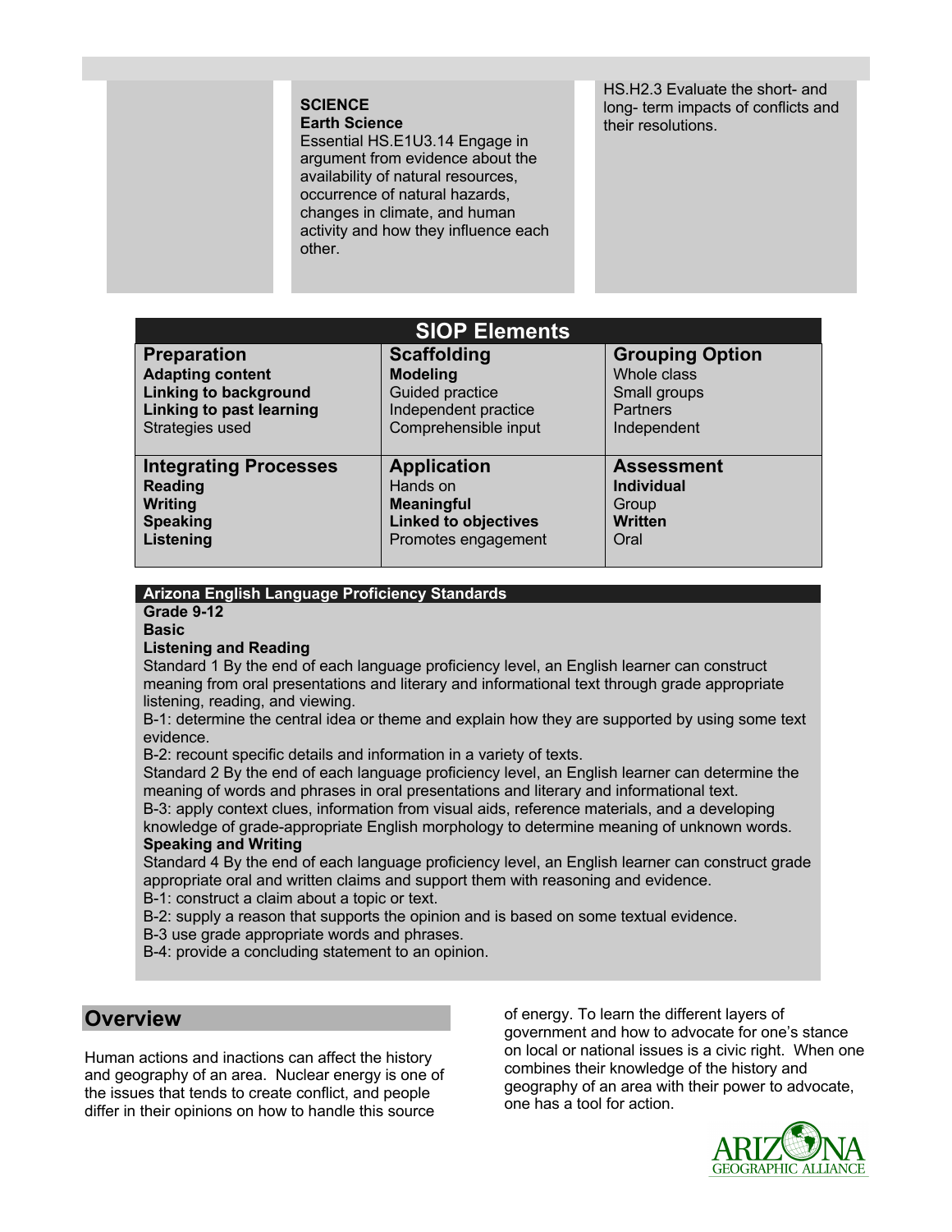| | **SCIENCE**<br>**Earth Science**<br>Essential HS.E1U3.14 Engage in argument from evidence about the availability of natural resources, occurrence of natural hazards, changes in climate, and human activity and how they influence each other. | HS.H2.3 Evaluate the short- and long- term impacts of conflicts and their resolutions. |
|---|---|---|

| SIOP Elements | | |
|---|---|---|
| **Preparation**<br>**Adapting content**<br>**Linking to background**<br>**Linking to past learning**<br>Strategies used | **Scaffolding**<br>**Modeling**<br>Guided practice<br>Independent practice<br>Comprehensible input | **Grouping Option**<br>Whole class<br>Small groups<br>Partners<br>Independent |
| **Integrating Processes**<br>**Reading**<br>**Writing**<br>**Speaking**<br>**Listening** | **Application**<br>Hands on<br>**Meaningful**<br>**Linked to objectives**<br>Promotes engagement | **Assessment**<br>**Individual**<br>Group<br>**Written**<br>Oral |

**Arizona English Language Proficiency Standards**

**Grade 9-12**

**Basic**

**Listening and Reading**

Standard 1 By the end of each language proficiency level, an English learner can construct meaning from oral presentations and literary and informational text through grade appropriate listening, reading, and viewing.

B-1: determine the central idea or theme and explain how they are supported by using some text evidence.

B-2: recount specific details and information in a variety of texts.

Standard 2 By the end of each language proficiency level, an English learner can determine the meaning of words and phrases in oral presentations and literary and informational text.

B-3: apply context clues, information from visual aids, reference materials, and a developing knowledge of grade-appropriate English morphology to determine meaning of unknown words.

**Speaking and Writing**

Standard 4 By the end of each language proficiency level, an English learner can construct grade appropriate oral and written claims and support them with reasoning and evidence.

B-1: construct a claim about a topic or text.

B-2: supply a reason that supports the opinion and is based on some textual evidence.

B-3 use grade appropriate words and phrases.

B-4: provide a concluding statement to an opinion.

## Overview

Human actions and inactions can affect the history and geography of an area. Nuclear energy is one of the issues that tends to create conflict, and people differ in their opinions on how to handle this source of energy. To learn the different layers of government and how to advocate for one's stance on local or national issues is a civic right. When one combines their knowledge of the history and geography of an area with their power to advocate, one has a tool for action.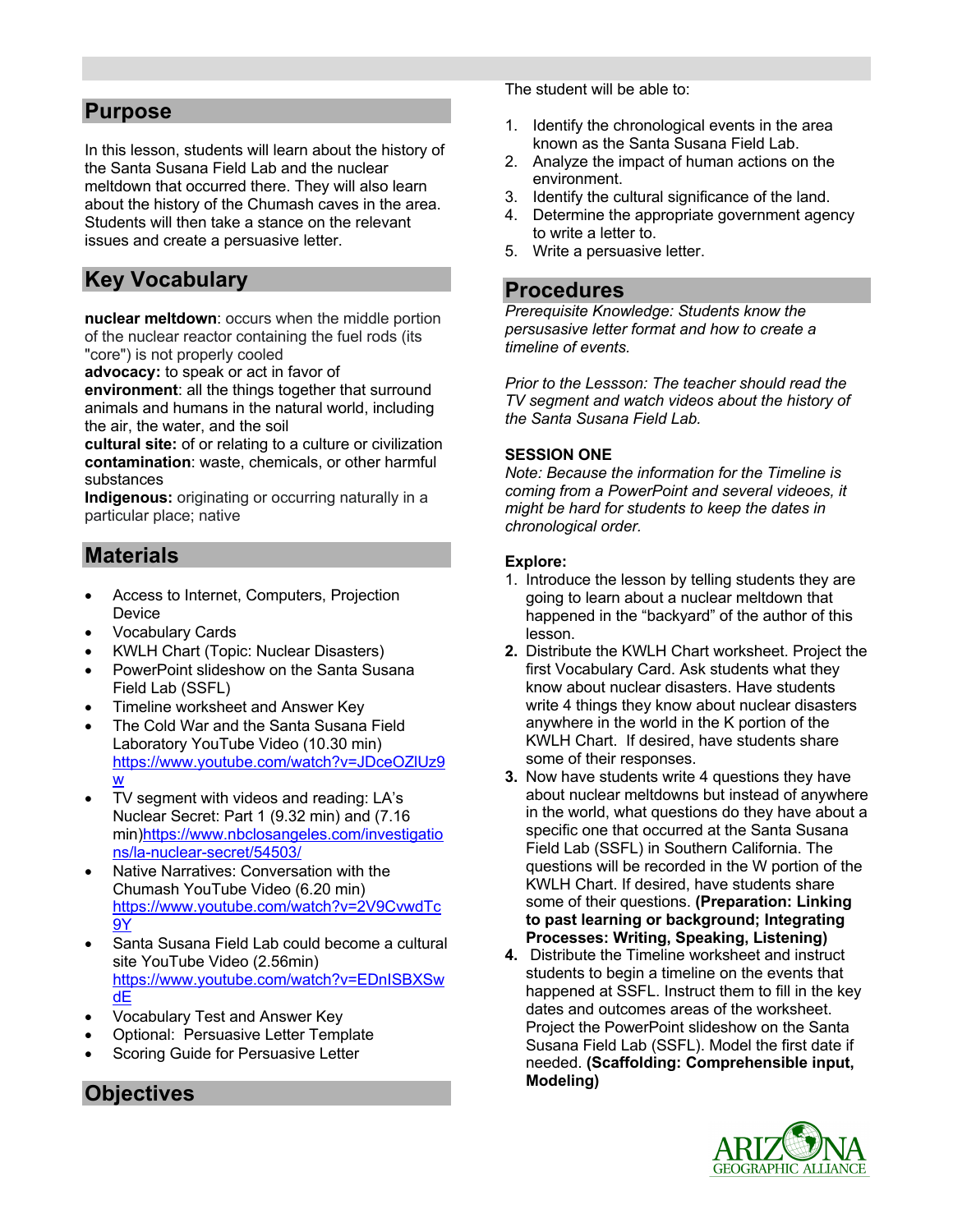## Purpose

In this lesson, students will learn about the history of the Santa Susana Field Lab and the nuclear meltdown that occurred there. They will also learn about the history of the Chumash caves in the area. Students will then take a stance on the relevant issues and create a persuasive letter.

## Key Vocabulary

**nuclear meltdown**: occurs when the middle portion of the nuclear reactor containing the fuel rods (its "core") is not properly cooled
**advocacy:** to speak or act in favor of
**environment**: all the things together that surround animals and humans in the natural world, including the air, the water, and the soil
**cultural site:** of or relating to a culture or civilization
**contamination**: waste, chemicals, or other harmful substances
**Indigenous:** originating or occurring naturally in a particular place; native

## Materials

- Access to Internet, Computers, Projection Device
- Vocabulary Cards
- KWLH Chart (Topic: Nuclear Disasters)
- PowerPoint slideshow on the Santa Susana Field Lab (SSFL)
- Timeline worksheet and Answer Key
- The Cold War and the Santa Susana Field Laboratory YouTube Video (10.30 min) https://www.youtube.com/watch?v=JDceOZlUz9w
- TV segment with videos and reading: LA's Nuclear Secret: Part 1 (9.32 min) and (7.16 min)https://www.nbclosangeles.com/investigations/la-nuclear-secret/54503/
- Native Narratives: Conversation with the Chumash YouTube Video (6.20 min) https://www.youtube.com/watch?v=2V9CvwdTc9Y
- Santa Susana Field Lab could become a cultural site YouTube Video (2.56min) https://www.youtube.com/watch?v=EDnISBXSwdE
- Vocabulary Test and Answer Key
- Optional: Persuasive Letter Template
- Scoring Guide for Persuasive Letter

## Objectives

The student will be able to:

1. Identify the chronological events in the area known as the Santa Susana Field Lab.
2. Analyze the impact of human actions on the environment.
3. Identify the cultural significance of the land.
4. Determine the appropriate government agency to write a letter to.
5. Write a persuasive letter.

## Procedures

*Prerequisite Knowledge: Students know the persuasive letter format and how to create a timeline of events.*

*Prior to the Lessson: The teacher should read the TV segment and watch videos about the history of the Santa Susana Field Lab.*

**SESSION ONE**

*Note: Because the information for the Timeline is coming from a PowerPoint and several videos, it might be hard for students to keep the dates in chronological order.*

**Explore:**

1. Introduce the lesson by telling students they are going to learn about a nuclear meltdown that happened in the "backyard" of the author of this lesson.
2. Distribute the KWLH Chart worksheet. Project the first Vocabulary Card. Ask students what they know about nuclear disasters. Have students write 4 things they know about nuclear disasters anywhere in the world in the K portion of the KWLH Chart. If desired, have students share some of their responses.
3. Now have students write 4 questions they have about nuclear meltdowns but instead of anywhere in the world, what questions do they have about a specific one that occurred at the Santa Susana Field Lab (SSFL) in Southern California. The questions will be recorded in the W portion of the KWLH Chart. If desired, have students share some of their questions. **(Preparation: Linking to past learning or background; Integrating Processes: Writing, Speaking, Listening)**
4. Distribute the Timeline worksheet and instruct students to begin a timeline on the events that happened at SSFL. Instruct them to fill in the key dates and outcomes areas of the worksheet. Project the PowerPoint slideshow on the Santa Susana Field Lab (SSFL). Model the first date if needed. **(Scaffolding: Comprehensible input, Modeling)**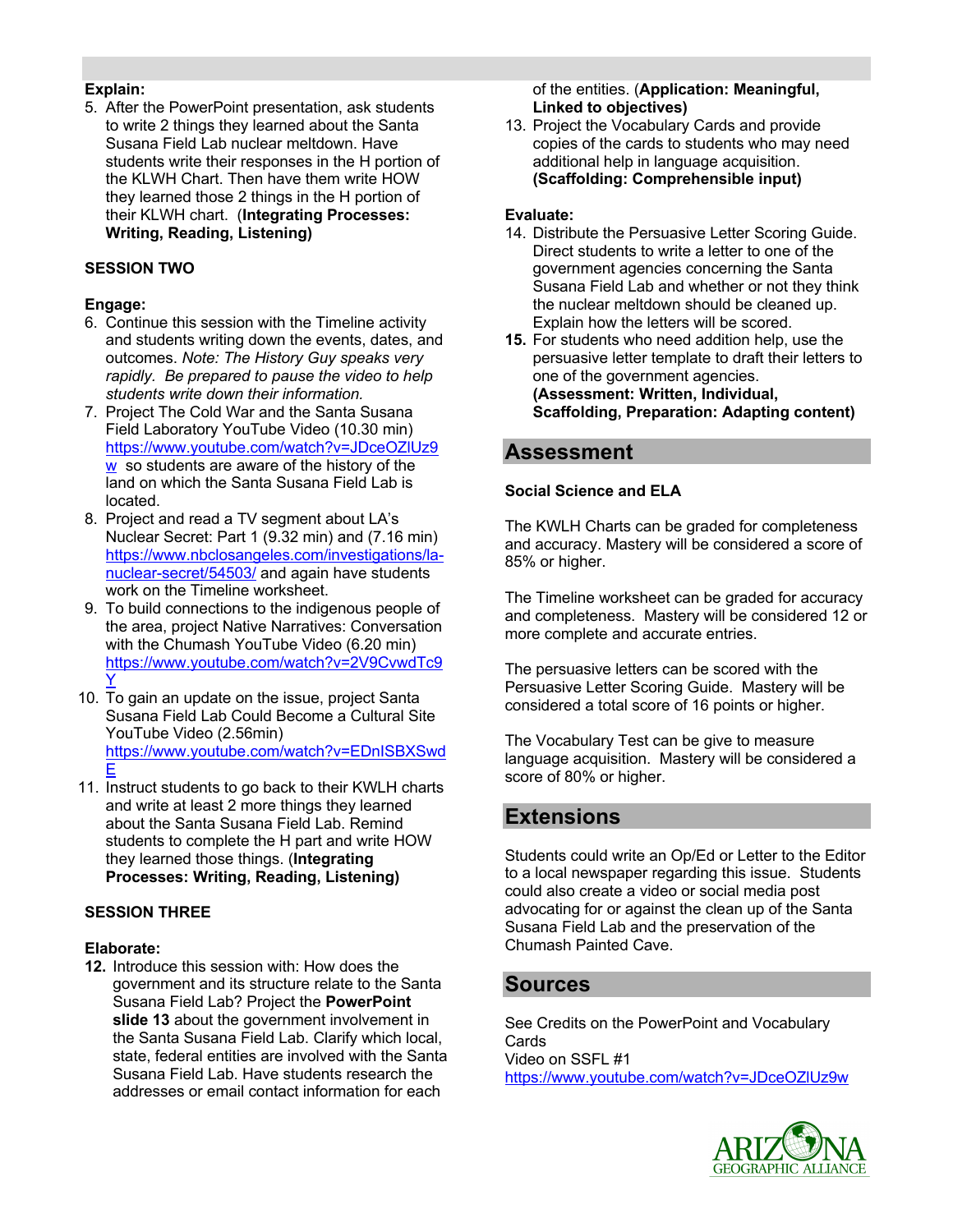**Explain:**

5. After the PowerPoint presentation, ask students to write 2 things they learned about the Santa Susana Field Lab nuclear meltdown. Have students write their responses in the H portion of the KLWH Chart. Then have them write HOW they learned those 2 things in the H portion of their KLWH chart. (**Integrating Processes: Writing, Reading, Listening)**

**SESSION TWO**

**Engage:**

6. Continue this session with the Timeline activity and students writing down the events, dates, and outcomes. *Note: The History Guy speaks very rapidly. Be prepared to pause the video to help students write down their information.*
7. Project The Cold War and the Santa Susana Field Laboratory YouTube Video (10.30 min) https://www.youtube.com/watch?v=JDceOZlUz9w so students are aware of the history of the land on which the Santa Susana Field Lab is located.
8. Project and read a TV segment about LA's Nuclear Secret: Part 1 (9.32 min) and (7.16 min) https://www.nbclosangeles.com/investigations/la-nuclear-secret/54503/ and again have students work on the Timeline worksheet.
9. To build connections to the indigenous people of the area, project Native Narratives: Conversation with the Chumash YouTube Video (6.20 min) https://www.youtube.com/watch?v=2V9CvwdTc9Y
10. To gain an update on the issue, project Santa Susana Field Lab Could Become a Cultural Site YouTube Video (2.56min) https://www.youtube.com/watch?v=EDnISBXSwdE
11. Instruct students to go back to their KWLH charts and write at least 2 more things they learned about the Santa Susana Field Lab. Remind students to complete the H part and write HOW they learned those things. (**Integrating Processes: Writing, Reading, Listening)**

**SESSION THREE**

**Elaborate:**

**12.** Introduce this session with: How does the government and its structure relate to the Santa Susana Field Lab? Project the **PowerPoint slide 13** about the government involvement in the Santa Susana Field Lab. Clarify which local, state, federal entities are involved with the Santa Susana Field Lab. Have students research the addresses or email contact information for each of the entities. (**Application: Meaningful, Linked to objectives)**

13. Project the Vocabulary Cards and provide copies of the cards to students who may need additional help in language acquisition. **(Scaffolding: Comprehensible input)**

**Evaluate:**

14. Distribute the Persuasive Letter Scoring Guide. Direct students to write a letter to one of the government agencies concerning the Santa Susana Field Lab and whether or not they think the nuclear meltdown should be cleaned up. Explain how the letters will be scored.

**15.** For students who need addition help, use the persuasive letter template to draft their letters to one of the government agencies. **(Assessment: Written, Individual, Scaffolding, Preparation: Adapting content)**

## Assessment

**Social Science and ELA**

The KWLH Charts can be graded for completeness and accuracy. Mastery will be considered a score of 85% or higher.

The Timeline worksheet can be graded for accuracy and completeness. Mastery will be considered 12 or more complete and accurate entries.

The persuasive letters can be scored with the Persuasive Letter Scoring Guide. Mastery will be considered a total score of 16 points or higher.

The Vocabulary Test can be give to measure language acquisition. Mastery will be considered a score of 80% or higher.

## Extensions

Students could write an Op/Ed or Letter to the Editor to a local newspaper regarding this issue. Students could also create a video or social media post advocating for or against the clean up of the Santa Susana Field Lab and the preservation of the Chumash Painted Cave.

## Sources

See Credits on the PowerPoint and Vocabulary Cards

Video on SSFL #1

https://www.youtube.com/watch?v=JDceOZlUz9w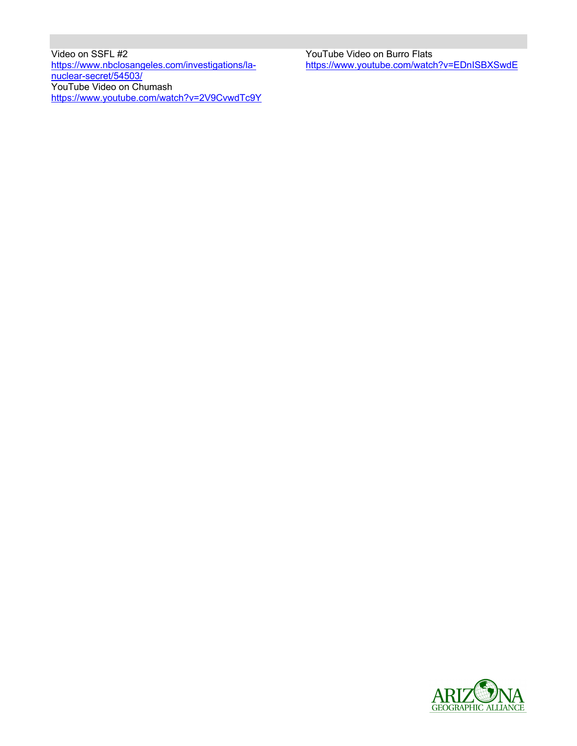Video on SSFL #2
https://www.nbclosangeles.com/investigations/la-nuclear-secret/54503/

YouTube Video on Chumash
https://www.youtube.com/watch?v=2V9CvwdTc9Y

YouTube Video on Burro Flats
https://www.youtube.com/watch?v=EDnISBXSwdE